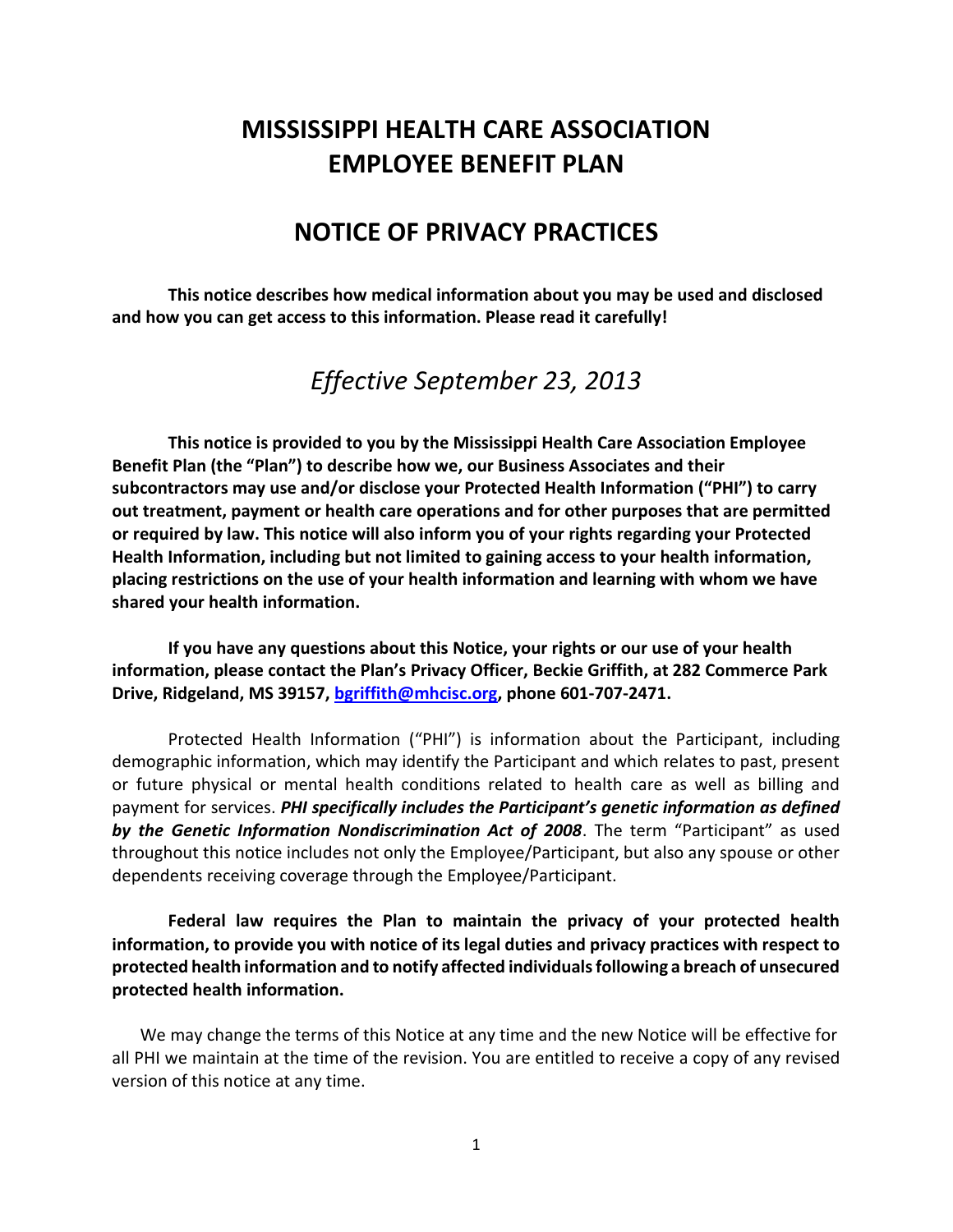# MISSISSIPPI HEALTH CARE ASSOCIATION EMPLOYEE BENEFIT PLAN

## NOTICE OF PRIVACY PRACTICES

**This notice describes how medical information about you may be used and disclosed and how you can get access to this information. Please read it carefully!**

### *Effective September 23, 2013*

**This notice is provided to you by the Mississippi Health Care Association Employee Benefit Plan (the "Plan") to describe how we, our Business Associates and their subcontractors may use and/or disclose your Protected Health Information ("PHI") to carry out treatment, payment or health care operations and for other purposes that are permitted or required by law. This notice will also inform you of your rights regarding your Protected Health Information, including but not limited to gaining access to your health information, placing restrictions on the use of your health information and learning with whom we have shared your health information.**

**If you have any questions about this Notice, your rights or our use of your health information, please contact the Plan's Privacy Officer, Beckie Griffith, at 282 Commerce Park Drive, Ridgeland, MS 39157, bgriffith@mhcisc.org, phone 601-707-2471.**

Protected Health Information ("PHI") is information about the Participant, including demographic information, which may identify the Participant and which relates to past, present or future physical or mental health conditions related to health care as well as billing and payment for services. ***PHI specifically includes the Participant's genetic information as defined by the Genetic Information Nondiscrimination Act of 2008***. The term "Participant" as used throughout this notice includes not only the Employee/Participant, but also any spouse or other dependents receiving coverage through the Employee/Participant.

**Federal law requires the Plan to maintain the privacy of your protected health information, to provide you with notice of its legal duties and privacy practices with respect to protected health information and to notify affected individuals following a breach of unsecured protected health information.**

We may change the terms of this Notice at any time and the new Notice will be effective for all PHI we maintain at the time of the revision. You are entitled to receive a copy of any revised version of this notice at any time.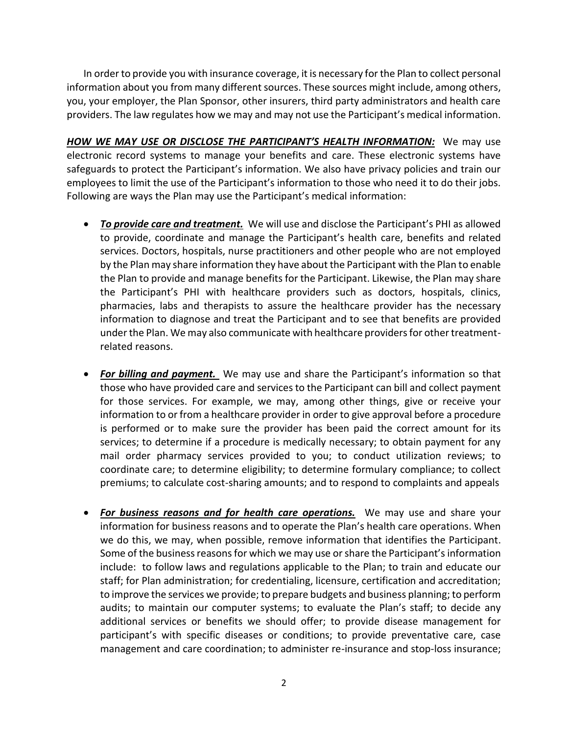In order to provide you with insurance coverage, it is necessary for the Plan to collect personal information about you from many different sources. These sources might include, among others, you, your employer, the Plan Sponsor, other insurers, third party administrators and health care providers. The law regulates how we may and may not use the Participant's medical information.

***HOW WE MAY USE OR DISCLOSE THE PARTICIPANT'S HEALTH INFORMATION:*** We may use electronic record systems to manage your benefits and care. These electronic systems have safeguards to protect the Participant's information. We also have privacy policies and train our employees to limit the use of the Participant's information to those who need it to do their jobs. Following are ways the Plan may use the Participant's medical information:

- ***To provide care and treatment.*** We will use and disclose the Participant's PHI as allowed to provide, coordinate and manage the Participant's health care, benefits and related services. Doctors, hospitals, nurse practitioners and other people who are not employed by the Plan may share information they have about the Participant with the Plan to enable the Plan to provide and manage benefits for the Participant. Likewise, the Plan may share the Participant's PHI with healthcare providers such as doctors, hospitals, clinics, pharmacies, labs and therapists to assure the healthcare provider has the necessary information to diagnose and treat the Participant and to see that benefits are provided under the Plan. We may also communicate with healthcare providers for other treatment-related reasons.

- ***For billing and payment.*** We may use and share the Participant's information so that those who have provided care and services to the Participant can bill and collect payment for those services. For example, we may, among other things, give or receive your information to or from a healthcare provider in order to give approval before a procedure is performed or to make sure the provider has been paid the correct amount for its services; to determine if a procedure is medically necessary; to obtain payment for any mail order pharmacy services provided to you; to conduct utilization reviews; to coordinate care; to determine eligibility; to determine formulary compliance; to collect premiums; to calculate cost-sharing amounts; and to respond to complaints and appeals

- ***For business reasons and for health care operations.*** We may use and share your information for business reasons and to operate the Plan's health care operations. When we do this, we may, when possible, remove information that identifies the Participant. Some of the business reasons for which we may use or share the Participant's information include: to follow laws and regulations applicable to the Plan; to train and educate our staff; for Plan administration; for credentialing, licensure, certification and accreditation; to improve the services we provide; to prepare budgets and business planning; to perform audits; to maintain our computer systems; to evaluate the Plan's staff; to decide any additional services or benefits we should offer; to provide disease management for participant's with specific diseases or conditions; to provide preventative care, case management and care coordination; to administer re-insurance and stop-loss insurance;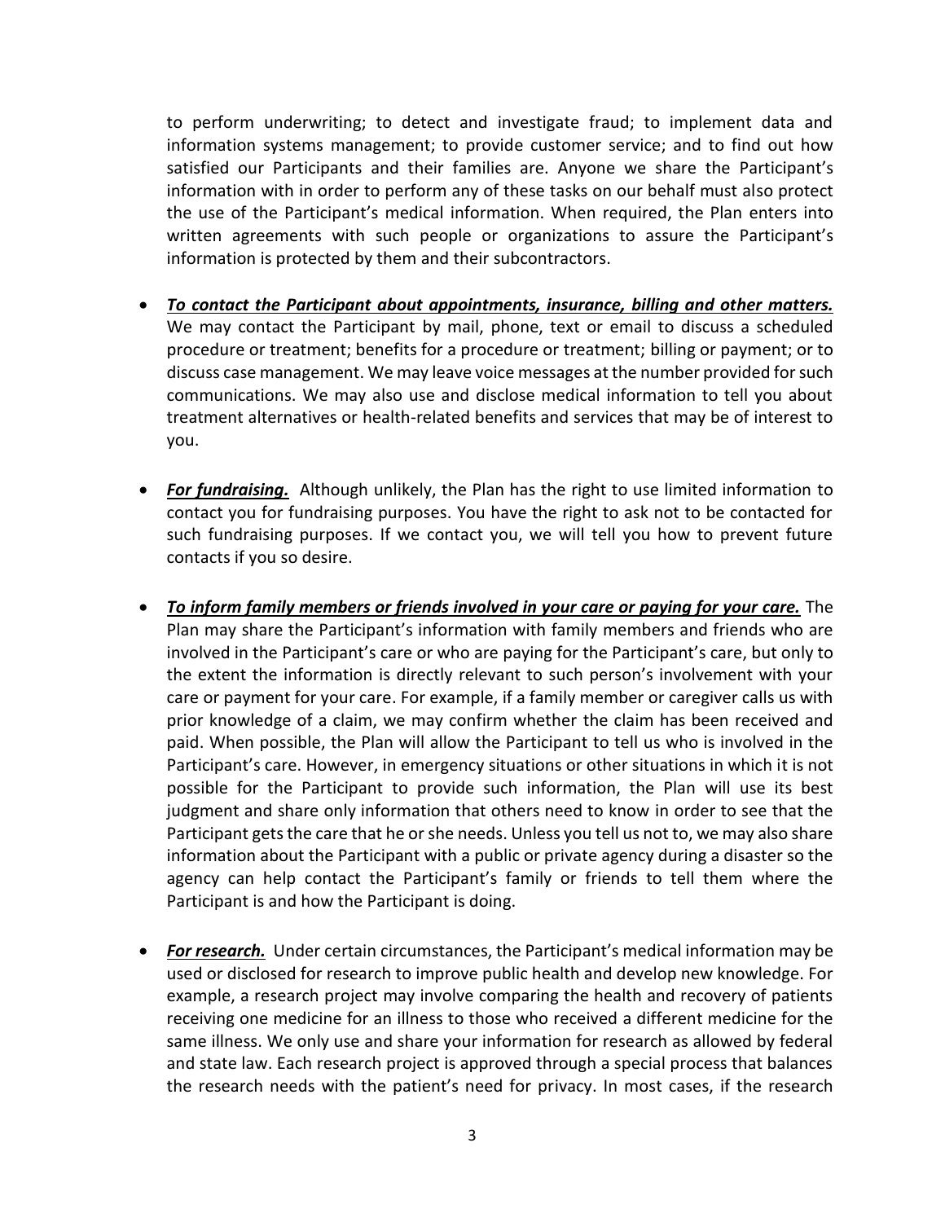to perform underwriting; to detect and investigate fraud; to implement data and information systems management; to provide customer service; and to find out how satisfied our Participants and their families are. Anyone we share the Participant's information with in order to perform any of these tasks on our behalf must also protect the use of the Participant's medical information. When required, the Plan enters into written agreements with such people or organizations to assure the Participant's information is protected by them and their subcontractors.

- ***To contact the Participant about appointments, insurance, billing and other matters.*** We may contact the Participant by mail, phone, text or email to discuss a scheduled procedure or treatment; benefits for a procedure or treatment; billing or payment; or to discuss case management. We may leave voice messages at the number provided for such communications. We may also use and disclose medical information to tell you about treatment alternatives or health-related benefits and services that may be of interest to you.

- ***For fundraising.*** Although unlikely, the Plan has the right to use limited information to contact you for fundraising purposes. You have the right to ask not to be contacted for such fundraising purposes. If we contact you, we will tell you how to prevent future contacts if you so desire.

- ***To inform family members or friends involved in your care or paying for your care.*** The Plan may share the Participant's information with family members and friends who are involved in the Participant's care or who are paying for the Participant's care, but only to the extent the information is directly relevant to such person's involvement with your care or payment for your care. For example, if a family member or caregiver calls us with prior knowledge of a claim, we may confirm whether the claim has been received and paid. When possible, the Plan will allow the Participant to tell us who is involved in the Participant's care. However, in emergency situations or other situations in which it is not possible for the Participant to provide such information, the Plan will use its best judgment and share only information that others need to know in order to see that the Participant gets the care that he or she needs. Unless you tell us not to, we may also share information about the Participant with a public or private agency during a disaster so the agency can help contact the Participant's family or friends to tell them where the Participant is and how the Participant is doing.

- ***For research.*** Under certain circumstances, the Participant's medical information may be used or disclosed for research to improve public health and develop new knowledge. For example, a research project may involve comparing the health and recovery of patients receiving one medicine for an illness to those who received a different medicine for the same illness. We only use and share your information for research as allowed by federal and state law. Each research project is approved through a special process that balances the research needs with the patient's need for privacy. In most cases, if the research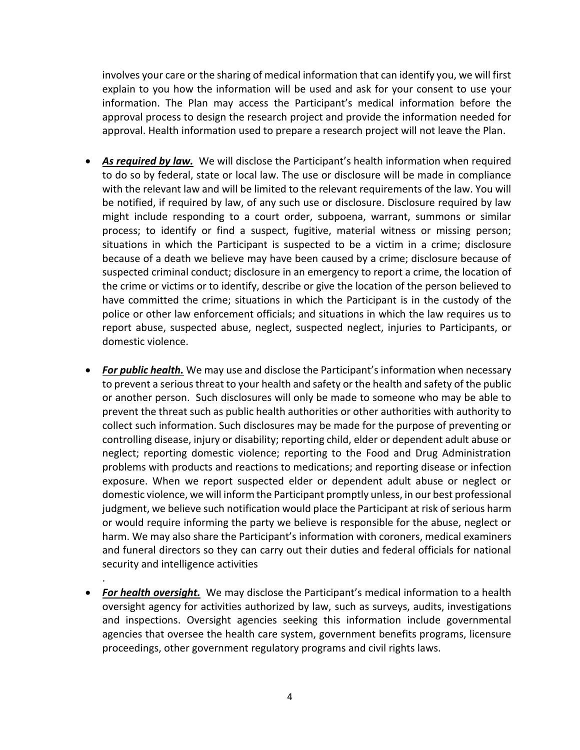involves your care or the sharing of medical information that can identify you, we will first explain to you how the information will be used and ask for your consent to use your information. The Plan may access the Participant's medical information before the approval process to design the research project and provide the information needed for approval. Health information used to prepare a research project will not leave the Plan.

- ***As required by law.*** We will disclose the Participant's health information when required to do so by federal, state or local law. The use or disclosure will be made in compliance with the relevant law and will be limited to the relevant requirements of the law. You will be notified, if required by law, of any such use or disclosure. Disclosure required by law might include responding to a court order, subpoena, warrant, summons or similar process; to identify or find a suspect, fugitive, material witness or missing person; situations in which the Participant is suspected to be a victim in a crime; disclosure because of a death we believe may have been caused by a crime; disclosure because of suspected criminal conduct; disclosure in an emergency to report a crime, the location of the crime or victims or to identify, describe or give the location of the person believed to have committed the crime; situations in which the Participant is in the custody of the police or other law enforcement officials; and situations in which the law requires us to report abuse, suspected abuse, neglect, suspected neglect, injuries to Participants, or domestic violence.

- ***For public health.*** We may use and disclose the Participant's information when necessary to prevent a serious threat to your health and safety or the health and safety of the public or another person. Such disclosures will only be made to someone who may be able to prevent the threat such as public health authorities or other authorities with authority to collect such information. Such disclosures may be made for the purpose of preventing or controlling disease, injury or disability; reporting child, elder or dependent adult abuse or neglect; reporting domestic violence; reporting to the Food and Drug Administration problems with products and reactions to medications; and reporting disease or infection exposure. When we report suspected elder or dependent adult abuse or neglect or domestic violence, we will inform the Participant promptly unless, in our best professional judgment, we believe such notification would place the Participant at risk of serious harm or would require informing the party we believe is responsible for the abuse, neglect or harm. We may also share the Participant's information with coroners, medical examiners and funeral directors so they can carry out their duties and federal officials for national security and intelligence activities
.

- ***For health oversight.*** We may disclose the Participant's medical information to a health oversight agency for activities authorized by law, such as surveys, audits, investigations and inspections. Oversight agencies seeking this information include governmental agencies that oversee the health care system, government benefits programs, licensure proceedings, other government regulatory programs and civil rights laws.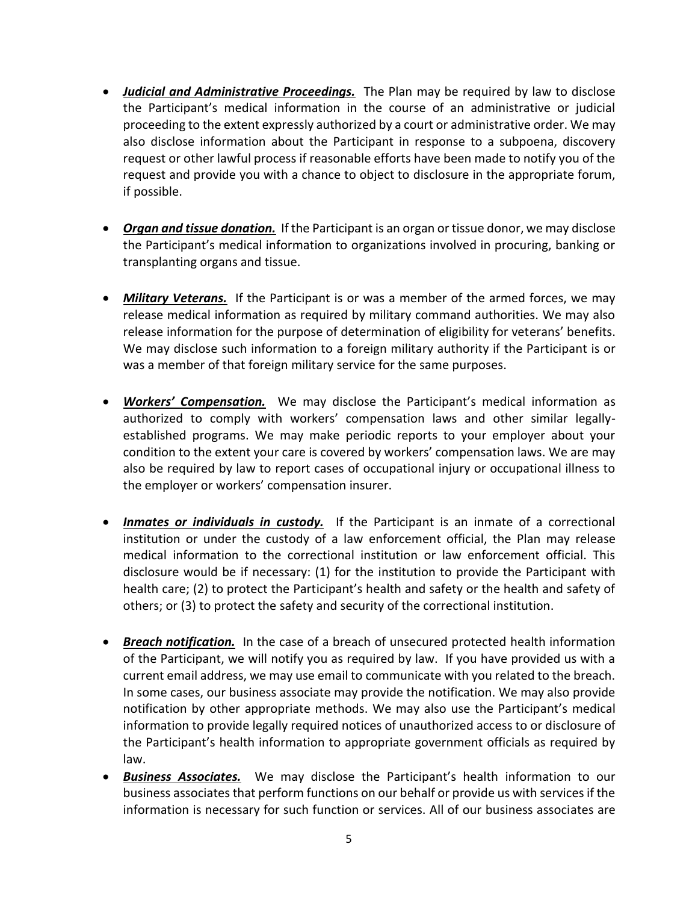- ***Judicial and Administrative Proceedings.*** The Plan may be required by law to disclose the Participant's medical information in the course of an administrative or judicial proceeding to the extent expressly authorized by a court or administrative order. We may also disclose information about the Participant in response to a subpoena, discovery request or other lawful process if reasonable efforts have been made to notify you of the request and provide you with a chance to object to disclosure in the appropriate forum, if possible.

- ***Organ and tissue donation.*** If the Participant is an organ or tissue donor, we may disclose the Participant's medical information to organizations involved in procuring, banking or transplanting organs and tissue.

- ***Military Veterans.*** If the Participant is or was a member of the armed forces, we may release medical information as required by military command authorities. We may also release information for the purpose of determination of eligibility for veterans' benefits. We may disclose such information to a foreign military authority if the Participant is or was a member of that foreign military service for the same purposes.

- ***Workers' Compensation.*** We may disclose the Participant's medical information as authorized to comply with workers' compensation laws and other similar legally-established programs. We may make periodic reports to your employer about your condition to the extent your care is covered by workers' compensation laws. We are may also be required by law to report cases of occupational injury or occupational illness to the employer or workers' compensation insurer.

- ***Inmates or individuals in custody.*** If the Participant is an inmate of a correctional institution or under the custody of a law enforcement official, the Plan may release medical information to the correctional institution or law enforcement official. This disclosure would be if necessary: (1) for the institution to provide the Participant with health care; (2) to protect the Participant's health and safety or the health and safety of others; or (3) to protect the safety and security of the correctional institution.

- ***Breach notification.*** In the case of a breach of unsecured protected health information of the Participant, we will notify you as required by law. If you have provided us with a current email address, we may use email to communicate with you related to the breach. In some cases, our business associate may provide the notification. We may also provide notification by other appropriate methods. We may also use the Participant's medical information to provide legally required notices of unauthorized access to or disclosure of the Participant's health information to appropriate government officials as required by law.
- ***Business Associates.*** We may disclose the Participant's health information to our business associates that perform functions on our behalf or provide us with services if the information is necessary for such function or services. All of our business associates are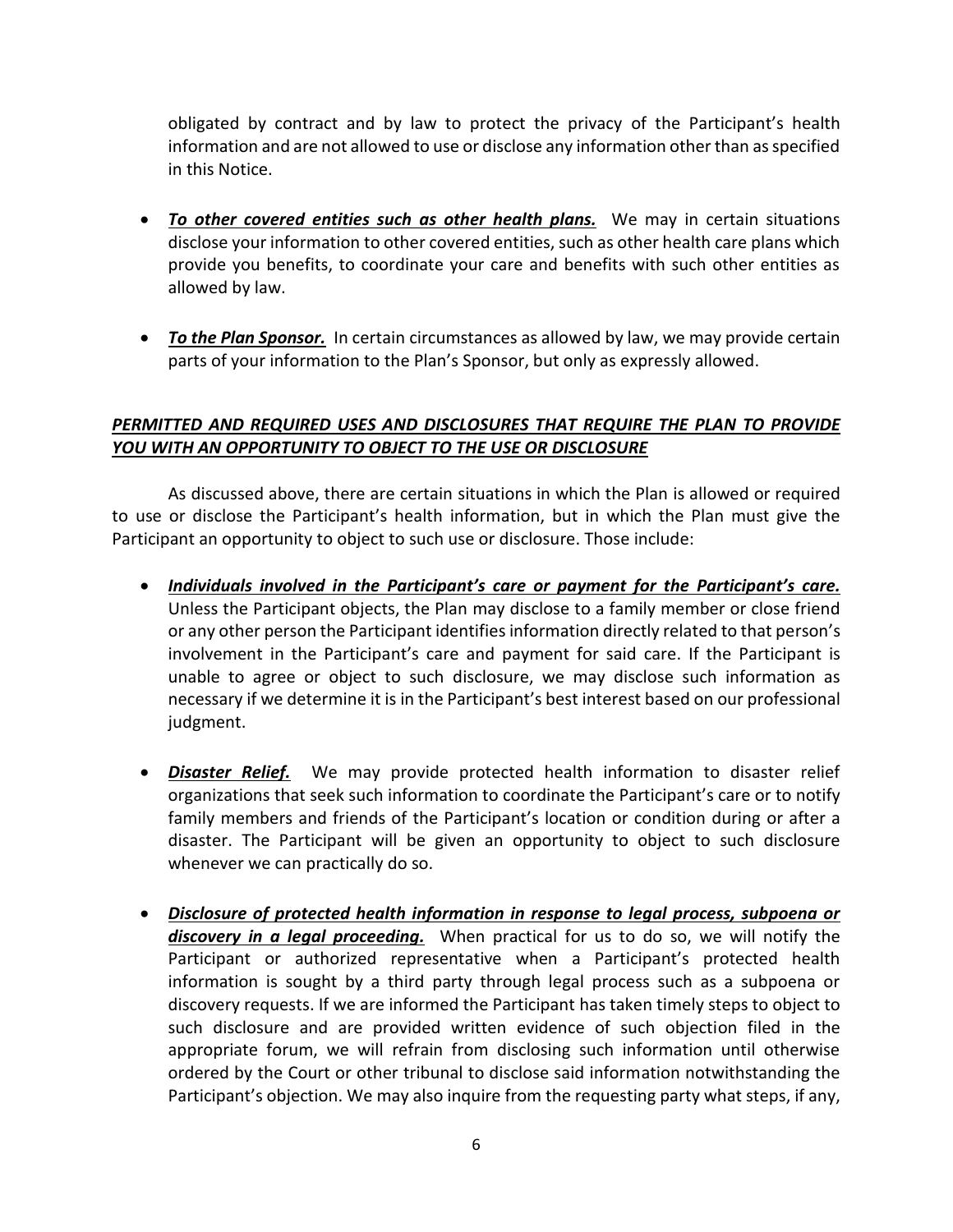obligated by contract and by law to protect the privacy of the Participant's health information and are not allowed to use or disclose any information other than as specified in this Notice.

- ***To other covered entities such as other health plans.*** We may in certain situations disclose your information to other covered entities, such as other health care plans which provide you benefits, to coordinate your care and benefits with such other entities as allowed by law.

- ***To the Plan Sponsor.*** In certain circumstances as allowed by law, we may provide certain parts of your information to the Plan's Sponsor, but only as expressly allowed.

### ***PERMITTED AND REQUIRED USES AND DISCLOSURES THAT REQUIRE THE PLAN TO PROVIDE YOU WITH AN OPPORTUNITY TO OBJECT TO THE USE OR DISCLOSURE***

As discussed above, there are certain situations in which the Plan is allowed or required to use or disclose the Participant's health information, but in which the Plan must give the Participant an opportunity to object to such use or disclosure. Those include:

- ***Individuals involved in the Participant's care or payment for the Participant's care.*** Unless the Participant objects, the Plan may disclose to a family member or close friend or any other person the Participant identifies information directly related to that person's involvement in the Participant's care and payment for said care. If the Participant is unable to agree or object to such disclosure, we may disclose such information as necessary if we determine it is in the Participant's best interest based on our professional judgment.

- ***Disaster Relief.*** We may provide protected health information to disaster relief organizations that seek such information to coordinate the Participant's care or to notify family members and friends of the Participant's location or condition during or after a disaster. The Participant will be given an opportunity to object to such disclosure whenever we can practically do so.

- ***Disclosure of protected health information in response to legal process, subpoena or discovery in a legal proceeding.*** When practical for us to do so, we will notify the Participant or authorized representative when a Participant's protected health information is sought by a third party through legal process such as a subpoena or discovery requests. If we are informed the Participant has taken timely steps to object to such disclosure and are provided written evidence of such objection filed in the appropriate forum, we will refrain from disclosing such information until otherwise ordered by the Court or other tribunal to disclose said information notwithstanding the Participant's objection. We may also inquire from the requesting party what steps, if any,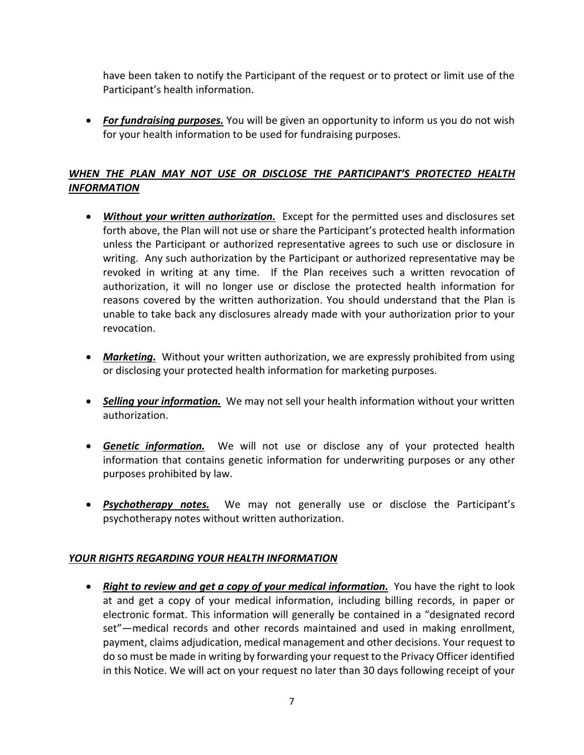have been taken to notify the Participant of the request or to protect or limit use of the Participant's health information.

- ***For fundraising purposes.*** You will be given an opportunity to inform us you do not wish for your health information to be used for fundraising purposes.

### ***WHEN THE PLAN MAY NOT USE OR DISCLOSE THE PARTICIPANT'S PROTECTED HEALTH INFORMATION***

- ***Without your written authorization.*** Except for the permitted uses and disclosures set forth above, the Plan will not use or share the Participant's protected health information unless the Participant or authorized representative agrees to such use or disclosure in writing. Any such authorization by the Participant or authorized representative may be revoked in writing at any time. If the Plan receives such a written revocation of authorization, it will no longer use or disclose the protected health information for reasons covered by the written authorization. You should understand that the Plan is unable to take back any disclosures already made with your authorization prior to your revocation.

- ***Marketing.*** Without your written authorization, we are expressly prohibited from using or disclosing your protected health information for marketing purposes.

- ***Selling your information.*** We may not sell your health information without your written authorization.

- ***Genetic information.*** We will not use or disclose any of your protected health information that contains genetic information for underwriting purposes or any other purposes prohibited by law.

- ***Psychotherapy notes.*** We may not generally use or disclose the Participant's psychotherapy notes without written authorization.

### ***YOUR RIGHTS REGARDING YOUR HEALTH INFORMATION***

- ***Right to review and get a copy of your medical information.*** You have the right to look at and get a copy of your medical information, including billing records, in paper or electronic format. This information will generally be contained in a "designated record set"—medical records and other records maintained and used in making enrollment, payment, claims adjudication, medical management and other decisions. Your request to do so must be made in writing by forwarding your request to the Privacy Officer identified in this Notice. We will act on your request no later than 30 days following receipt of your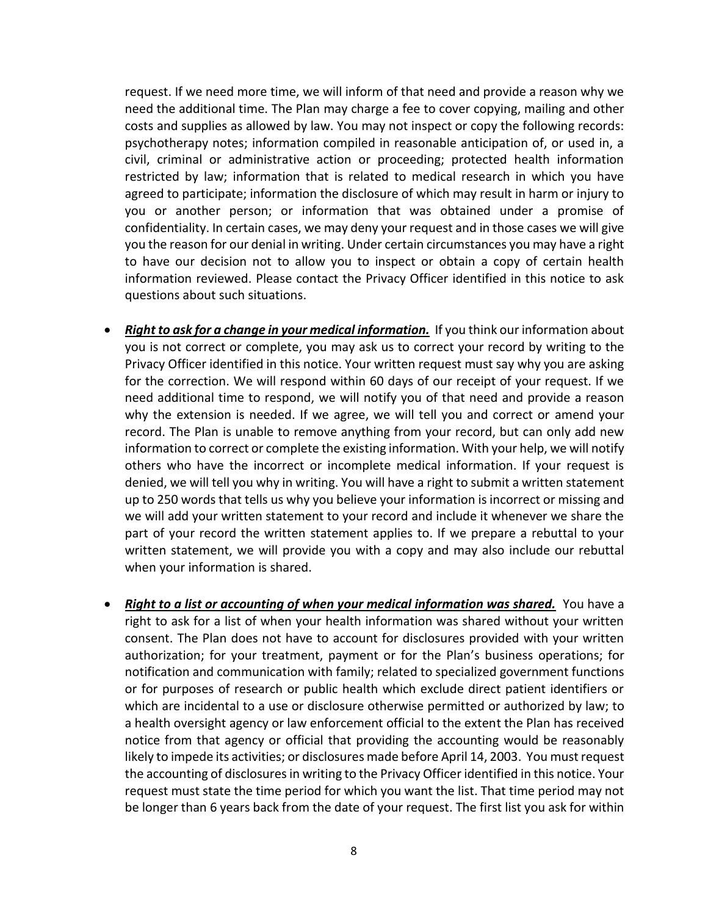request. If we need more time, we will inform of that need and provide a reason why we need the additional time. The Plan may charge a fee to cover copying, mailing and other costs and supplies as allowed by law. You may not inspect or copy the following records: psychotherapy notes; information compiled in reasonable anticipation of, or used in, a civil, criminal or administrative action or proceeding; protected health information restricted by law; information that is related to medical research in which you have agreed to participate; information the disclosure of which may result in harm or injury to you or another person; or information that was obtained under a promise of confidentiality. In certain cases, we may deny your request and in those cases we will give you the reason for our denial in writing. Under certain circumstances you may have a right to have our decision not to allow you to inspect or obtain a copy of certain health information reviewed. Please contact the Privacy Officer identified in this notice to ask questions about such situations.

- ***Right to ask for a change in your medical information.*** If you think our information about you is not correct or complete, you may ask us to correct your record by writing to the Privacy Officer identified in this notice. Your written request must say why you are asking for the correction. We will respond within 60 days of our receipt of your request. If we need additional time to respond, we will notify you of that need and provide a reason why the extension is needed. If we agree, we will tell you and correct or amend your record. The Plan is unable to remove anything from your record, but can only add new information to correct or complete the existing information. With your help, we will notify others who have the incorrect or incomplete medical information. If your request is denied, we will tell you why in writing. You will have a right to submit a written statement up to 250 words that tells us why you believe your information is incorrect or missing and we will add your written statement to your record and include it whenever we share the part of your record the written statement applies to. If we prepare a rebuttal to your written statement, we will provide you with a copy and may also include our rebuttal when your information is shared.

- ***Right to a list or accounting of when your medical information was shared.*** You have a right to ask for a list of when your health information was shared without your written consent. The Plan does not have to account for disclosures provided with your written authorization; for your treatment, payment or for the Plan's business operations; for notification and communication with family; related to specialized government functions or for purposes of research or public health which exclude direct patient identifiers or which are incidental to a use or disclosure otherwise permitted or authorized by law; to a health oversight agency or law enforcement official to the extent the Plan has received notice from that agency or official that providing the accounting would be reasonably likely to impede its activities; or disclosures made before April 14, 2003. You must request the accounting of disclosures in writing to the Privacy Officer identified in this notice. Your request must state the time period for which you want the list. That time period may not be longer than 6 years back from the date of your request. The first list you ask for within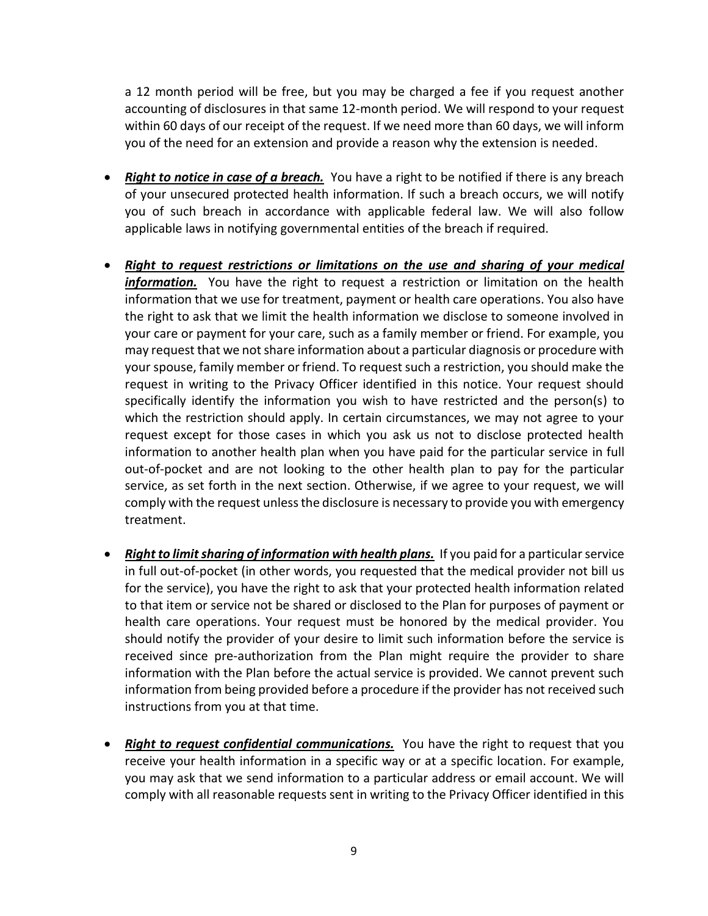a 12 month period will be free, but you may be charged a fee if you request another accounting of disclosures in that same 12-month period. We will respond to your request within 60 days of our receipt of the request. If we need more than 60 days, we will inform you of the need for an extension and provide a reason why the extension is needed.

- ***Right to notice in case of a breach.*** You have a right to be notified if there is any breach of your unsecured protected health information. If such a breach occurs, we will notify you of such breach in accordance with applicable federal law. We will also follow applicable laws in notifying governmental entities of the breach if required.

- ***Right to request restrictions or limitations on the use and sharing of your medical information.*** You have the right to request a restriction or limitation on the health information that we use for treatment, payment or health care operations. You also have the right to ask that we limit the health information we disclose to someone involved in your care or payment for your care, such as a family member or friend. For example, you may request that we not share information about a particular diagnosis or procedure with your spouse, family member or friend. To request such a restriction, you should make the request in writing to the Privacy Officer identified in this notice. Your request should specifically identify the information you wish to have restricted and the person(s) to which the restriction should apply. In certain circumstances, we may not agree to your request except for those cases in which you ask us not to disclose protected health information to another health plan when you have paid for the particular service in full out-of-pocket and are not looking to the other health plan to pay for the particular service, as set forth in the next section. Otherwise, if we agree to your request, we will comply with the request unless the disclosure is necessary to provide you with emergency treatment.

- ***Right to limit sharing of information with health plans.*** If you paid for a particular service in full out-of-pocket (in other words, you requested that the medical provider not bill us for the service), you have the right to ask that your protected health information related to that item or service not be shared or disclosed to the Plan for purposes of payment or health care operations. Your request must be honored by the medical provider. You should notify the provider of your desire to limit such information before the service is received since pre-authorization from the Plan might require the provider to share information with the Plan before the actual service is provided. We cannot prevent such information from being provided before a procedure if the provider has not received such instructions from you at that time.

- ***Right to request confidential communications.*** You have the right to request that you receive your health information in a specific way or at a specific location. For example, you may ask that we send information to a particular address or email account. We will comply with all reasonable requests sent in writing to the Privacy Officer identified in this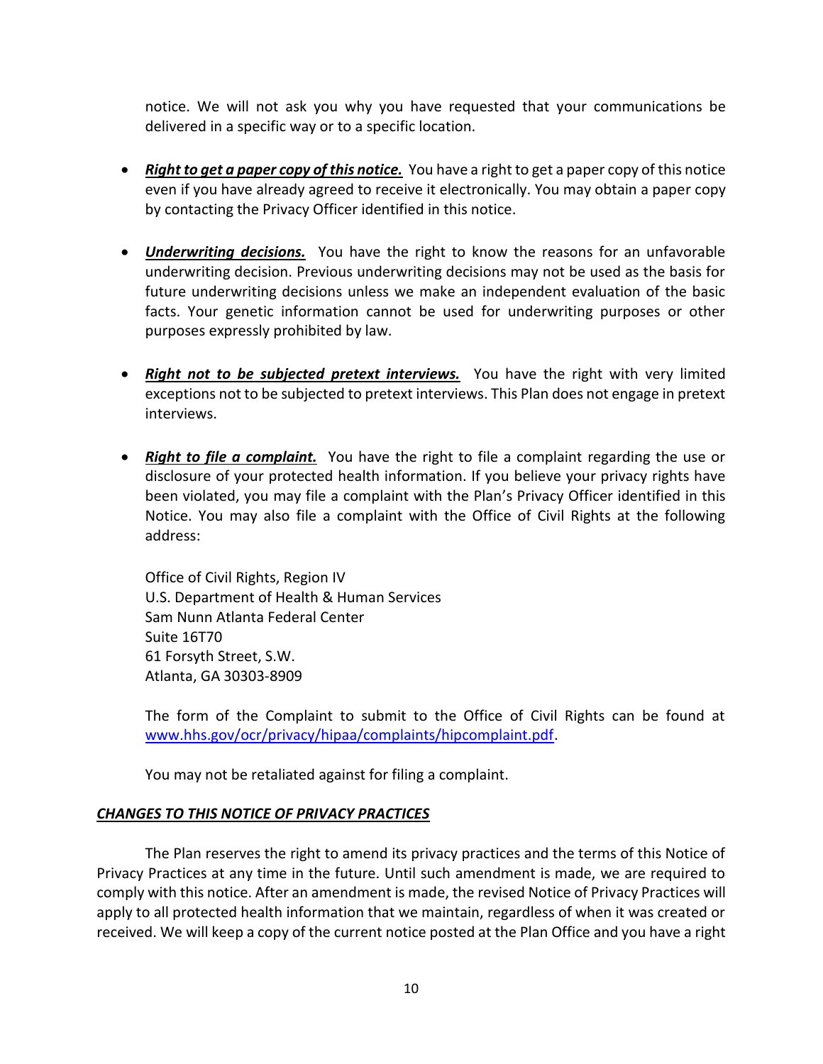notice. We will not ask you why you have requested that your communications be delivered in a specific way or to a specific location.

- ***Right to get a paper copy of this notice.*** You have a right to get a paper copy of this notice even if you have already agreed to receive it electronically. You may obtain a paper copy by contacting the Privacy Officer identified in this notice.

- ***Underwriting decisions.*** You have the right to know the reasons for an unfavorable underwriting decision. Previous underwriting decisions may not be used as the basis for future underwriting decisions unless we make an independent evaluation of the basic facts. Your genetic information cannot be used for underwriting purposes or other purposes expressly prohibited by law.

- ***Right not to be subjected pretext interviews.*** You have the right with very limited exceptions not to be subjected to pretext interviews. This Plan does not engage in pretext interviews.

- ***Right to file a complaint.*** You have the right to file a complaint regarding the use or disclosure of your protected health information. If you believe your privacy rights have been violated, you may file a complaint with the Plan's Privacy Officer identified in this Notice. You may also file a complaint with the Office of Civil Rights at the following address:

  Office of Civil Rights, Region IV
  U.S. Department of Health & Human Services
  Sam Nunn Atlanta Federal Center
  Suite 16T70
  61 Forsyth Street, S.W.
  Atlanta, GA 30303-8909

  The form of the Complaint to submit to the Office of Civil Rights can be found at [www.hhs.gov/ocr/privacy/hipaa/complaints/hipcomplaint.pdf](www.hhs.gov/ocr/privacy/hipaa/complaints/hipcomplaint.pdf).

  You may not be retaliated against for filing a complaint.

***CHANGES TO THIS NOTICE OF PRIVACY PRACTICES***

The Plan reserves the right to amend its privacy practices and the terms of this Notice of Privacy Practices at any time in the future. Until such amendment is made, we are required to comply with this notice. After an amendment is made, the revised Notice of Privacy Practices will apply to all protected health information that we maintain, regardless of when it was created or received. We will keep a copy of the current notice posted at the Plan Office and you have a right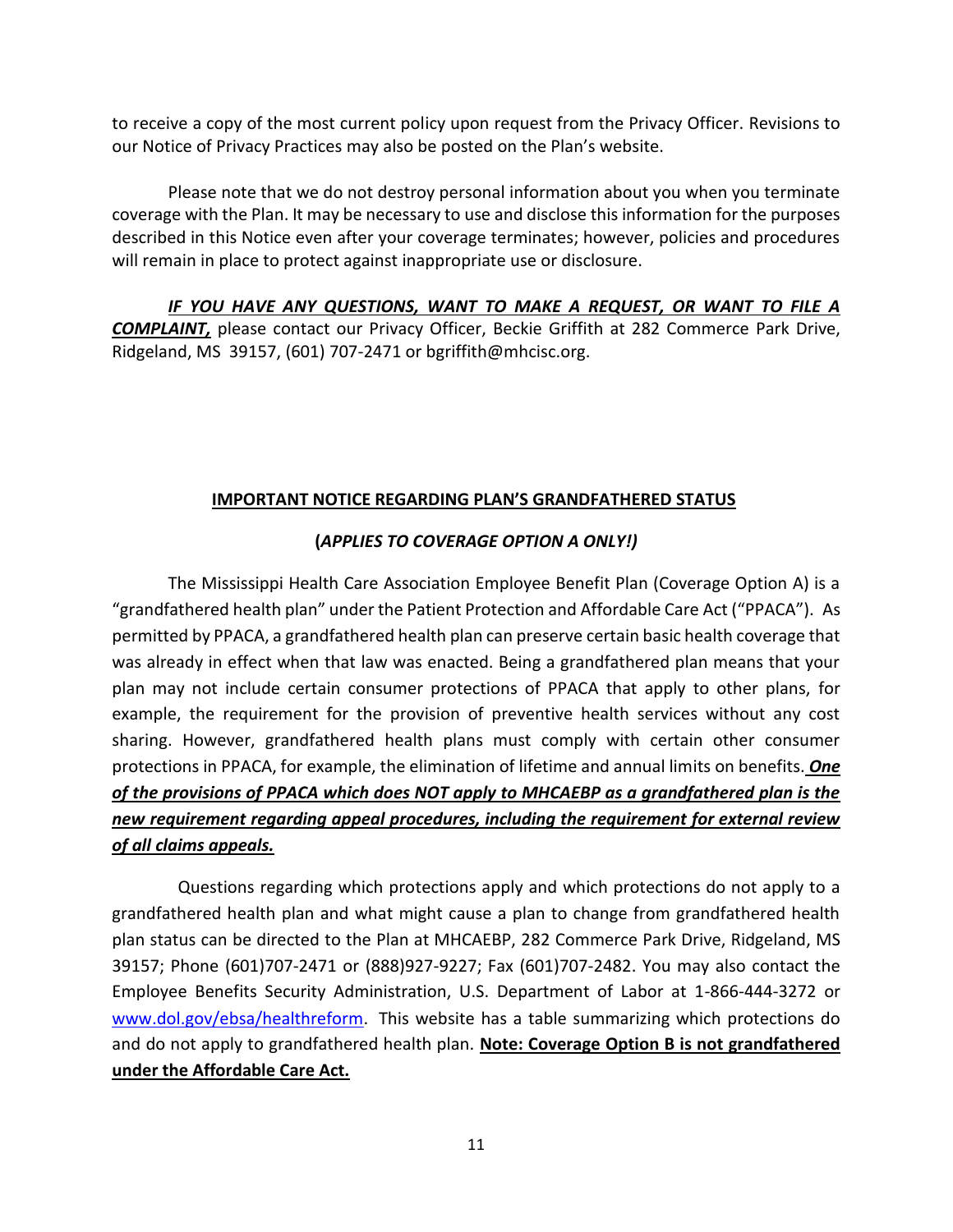to receive a copy of the most current policy upon request from the Privacy Officer. Revisions to our Notice of Privacy Practices may also be posted on the Plan's website.

Please note that we do not destroy personal information about you when you terminate coverage with the Plan. It may be necessary to use and disclose this information for the purposes described in this Notice even after your coverage terminates; however, policies and procedures will remain in place to protect against inappropriate use or disclosure.

***IF YOU HAVE ANY QUESTIONS, WANT TO MAKE A REQUEST, OR WANT TO FILE A COMPLAINT,*** please contact our Privacy Officer, Beckie Griffith at 282 Commerce Park Drive, Ridgeland, MS 39157, (601) 707-2471 or bgriffith@mhcisc.org.

## IMPORTANT NOTICE REGARDING PLAN'S GRANDFATHERED STATUS

**(*APPLIES TO COVERAGE OPTION A ONLY!)***

The Mississippi Health Care Association Employee Benefit Plan (Coverage Option A) is a "grandfathered health plan" under the Patient Protection and Affordable Care Act ("PPACA"). As permitted by PPACA, a grandfathered health plan can preserve certain basic health coverage that was already in effect when that law was enacted. Being a grandfathered plan means that your plan may not include certain consumer protections of PPACA that apply to other plans, for example, the requirement for the provision of preventive health services without any cost sharing. However, grandfathered health plans must comply with certain other consumer protections in PPACA, for example, the elimination of lifetime and annual limits on benefits. ***One of the provisions of PPACA which does NOT apply to MHCAEBP as a grandfathered plan is the new requirement regarding appeal procedures, including the requirement for external review of all claims appeals.***

Questions regarding which protections apply and which protections do not apply to a grandfathered health plan and what might cause a plan to change from grandfathered health plan status can be directed to the Plan at MHCAEBP, 282 Commerce Park Drive, Ridgeland, MS 39157; Phone (601)707-2471 or (888)927-9227; Fax (601)707-2482. You may also contact the Employee Benefits Security Administration, U.S. Department of Labor at 1-866-444-3272 or www.dol.gov/ebsa/healthreform. This website has a table summarizing which protections do and do not apply to grandfathered health plan. **Note: Coverage Option B is not grandfathered under the Affordable Care Act.**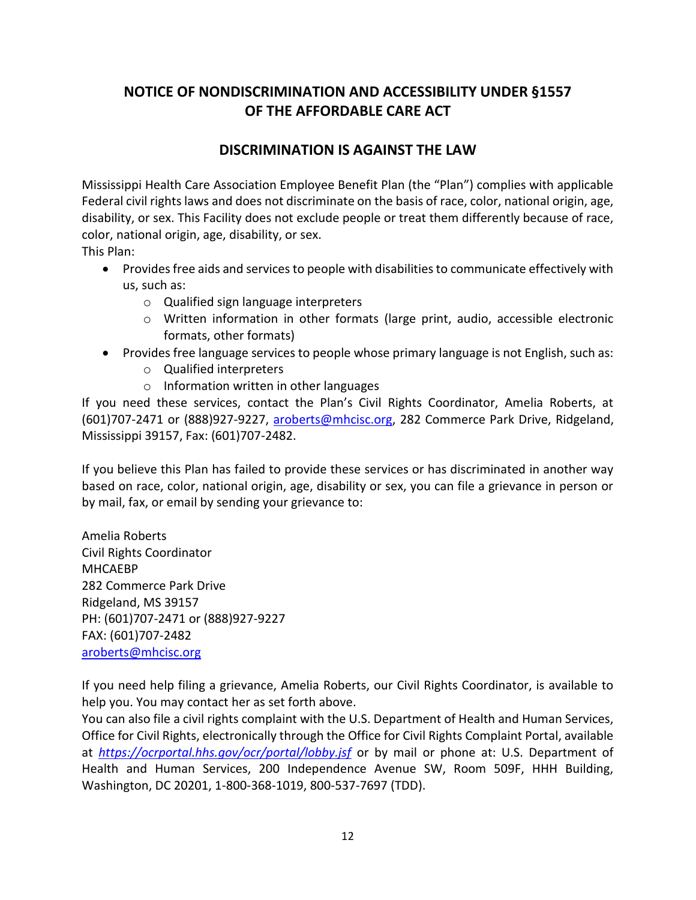## NOTICE OF NONDISCRIMINATION AND ACCESSIBILITY UNDER §1557 OF THE AFFORDABLE CARE ACT

### DISCRIMINATION IS AGAINST THE LAW

Mississippi Health Care Association Employee Benefit Plan (the "Plan") complies with applicable Federal civil rights laws and does not discriminate on the basis of race, color, national origin, age, disability, or sex. This Facility does not exclude people or treat them differently because of race, color, national origin, age, disability, or sex.

This Plan:

- Provides free aids and services to people with disabilities to communicate effectively with us, such as:
  - Qualified sign language interpreters
  - Written information in other formats (large print, audio, accessible electronic formats, other formats)
- Provides free language services to people whose primary language is not English, such as:
  - Qualified interpreters
  - Information written in other languages

If you need these services, contact the Plan's Civil Rights Coordinator, Amelia Roberts, at (601)707-2471 or (888)927-9227, aroberts@mhcisc.org, 282 Commerce Park Drive, Ridgeland, Mississippi 39157, Fax: (601)707-2482.

If you believe this Plan has failed to provide these services or has discriminated in another way based on race, color, national origin, age, disability or sex, you can file a grievance in person or by mail, fax, or email by sending your grievance to:

Amelia Roberts
Civil Rights Coordinator
MHCAEBP
282 Commerce Park Drive
Ridgeland, MS 39157
PH: (601)707-2471 or (888)927-9227
FAX: (601)707-2482
aroberts@mhcisc.org

If you need help filing a grievance, Amelia Roberts, our Civil Rights Coordinator, is available to help you. You may contact her as set forth above.

You can also file a civil rights complaint with the U.S. Department of Health and Human Services, Office for Civil Rights, electronically through the Office for Civil Rights Complaint Portal, available at *https://ocrportal.hhs.gov/ocr/portal/lobby.jsf* or by mail or phone at: U.S. Department of Health and Human Services, 200 Independence Avenue SW, Room 509F, HHH Building, Washington, DC 20201, 1-800-368-1019, 800-537-7697 (TDD).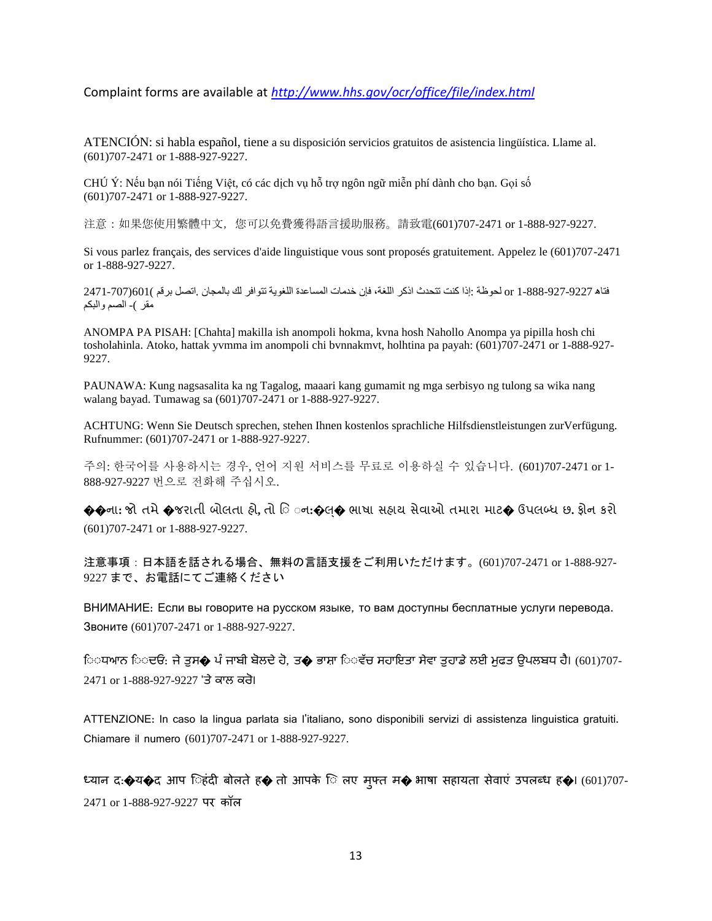Complaint forms are available at *http://www.hhs.gov/ocr/office/file/index.html*

ATENCIÓN: si habla español, tiene a su disposición servicios gratuitos de asistencia lingüística. Llame al. (601)707-2471 or 1-888-927-9227.

CHÚ Ý: Nếu bạn nói Tiếng Việt, có các dịch vụ hỗ trợ ngôn ngữ miễn phí dành cho bạn. Gọi số (601)707-2471 or 1-888-927-9227.

注意：如果您使用繁體中文，您可以免費獲得語言援助服務。請致電(601)707-2471 or 1-888-927-9227.

Si vous parlez français, des services d'aide linguistique vous sont proposés gratuitement. Appelez le (601)707-2471 or 1-888-927-9227.

فتاه 1-888-927-9227 or لحوظة :إذا كنت تتحدث اذكر اللغة، فإن خدمات المساعدة اللغوية تتوافر لك بالمجان .اتصل برقم (601)707-2471 مقر )- الصم والبكم

ANOMPA PA PISAH: [Chahta] makilla ish anompoli hokma, kvna hosh Nahollo Anompa ya pipilla hosh chi tosholahinla. Atoko, hattak yvmma im anompoli chi bvnnakmvt, holhtina pa payah: (601)707-2471 or 1-888-927-9227.

PAUNAWA: Kung nagsasalita ka ng Tagalog, maaari kang gumamit ng mga serbisyo ng tulong sa wika nang walang bayad. Tumawag sa (601)707-2471 or 1-888-927-9227.

ACHTUNG: Wenn Sie Deutsch sprechen, stehen Ihnen kostenlos sprachliche Hilfsdienstleistungen zurVerfügung. Rufnummer: (601)707-2471 or 1-888-927-9227.

주의: 한국어를 사용하시는 경우, 언어 지원 서비스를 무료로 이용하실 수 있습니다. (601)707-2471 or 1-888-927-9227 번으로 전화해 주십시오.

��ના: જો તમે �જરાતી બોલતા હો, તો િ ન:�લ્� ભાષા સહાય સેવાઓ તમારા માટ� ઉપલબ્ધ છ. ફોન કરો (601)707-2471 or 1-888-927-9227.

注意事項：日本語を話される場合、無料の言語支援をご利用いただけます。(601)707-2471 or 1-888-927-9227 まで、お電話にてご連絡ください

ВНИМАНИЕ: Если вы говорите на русском языке, то вам доступны бесплатные услуги перевода. Звоните (601)707-2471 or 1-888-927-9227.

ਿਧਆਨ ਿਦਓ: ਜੇ ਤੁਸ� ਪੰਜਾਬੀ ਬੋਲਦੇ ਹੋ, ਤ� ਭਾਸ਼ਾ ਿਵੱਚ ਸਹਾਇਤਾ ਸੇਵਾ ਤੁਹਾਡੇ ਲਈ ਮੁਫਤ ਉਪਲਬਧ ਹੈ। (601)707-2471 or 1-888-927-9227 'ਤੇ ਕਾਲ ਕਰੋ।

ATTENZIONE: In caso la lingua parlata sia l'italiano, sono disponibili servizi di assistenza linguistica gratuiti. Chiamare il numero (601)707-2471 or 1-888-927-9227.

ध्यान द:�य�द आप िहंदी बोलते ह� तो आपके िलए मुफ्त म� भाषा सहायता सेवाएं उपलब्ध ह�। (601)707-2471 or 1-888-927-9227 पर कॉल